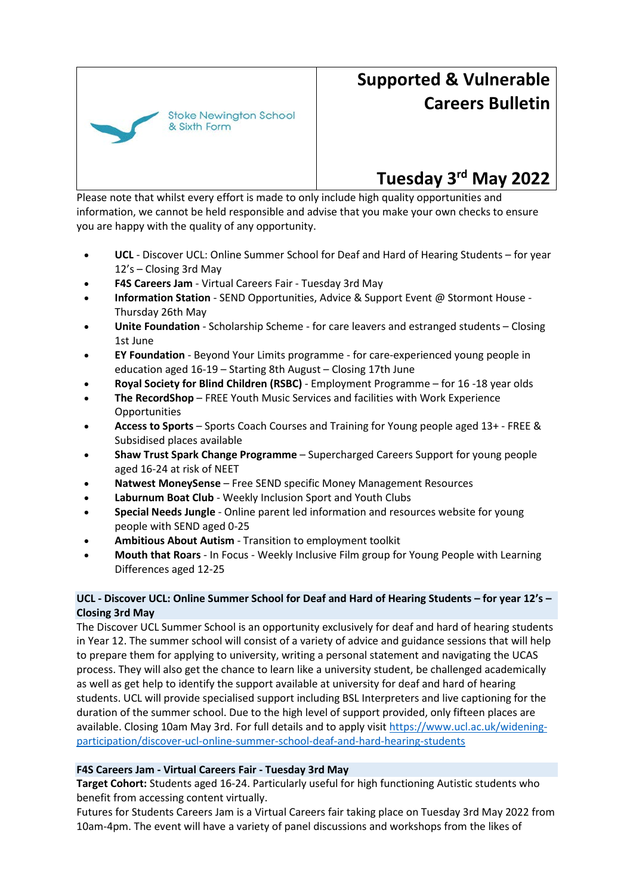Stoke Newington School & Sixth Form

# Supported & Vulnerable Careers Bulletin

## Tuesday 3rd May 2022

Please note that whilst every effort is made to only include high quality opportunities and information, we cannot be held responsible and advise that you make your own checks to ensure you are happy with the quality of any opportunity.

- **UCL** - Discover UCL: Online Summer School for Deaf and Hard of Hearing Students – for year 12's – Closing 3rd May
- **F4S Careers Jam** - Virtual Careers Fair - Tuesday 3rd May
- **Information Station** - SEND Opportunities, Advice & Support Event @ Stormont House - Thursday 26th May
- **Unite Foundation** - Scholarship Scheme - for care leavers and estranged students – Closing 1st June
- **EY Foundation** - Beyond Your Limits programme - for care-experienced young people in education aged 16-19 – Starting 8th August – Closing 17th June
- **Royal Society for Blind Children (RSBC)** - Employment Programme – for 16 -18 year olds
- **The RecordShop** – FREE Youth Music Services and facilities with Work Experience Opportunities
- **Access to Sports** – Sports Coach Courses and Training for Young people aged 13+ - FREE & Subsidised places available
- **Shaw Trust Spark Change Programme** – Supercharged Careers Support for young people aged 16-24 at risk of NEET
- **Natwest MoneySense** – Free SEND specific Money Management Resources
- **Laburnum Boat Club** - Weekly Inclusion Sport and Youth Clubs
- **Special Needs Jungle** - Online parent led information and resources website for young people with SEND aged 0-25
- **Ambitious About Autism** - Transition to employment toolkit
- **Mouth that Roars** - In Focus - Weekly Inclusive Film group for Young People with Learning Differences aged 12-25

### UCL - Discover UCL: Online Summer School for Deaf and Hard of Hearing Students – for year 12's – Closing 3rd May

The Discover UCL Summer School is an opportunity exclusively for deaf and hard of hearing students in Year 12. The summer school will consist of a variety of advice and guidance sessions that will help to prepare them for applying to university, writing a personal statement and navigating the UCAS process. They will also get the chance to learn like a university student, be challenged academically as well as get help to identify the support available at university for deaf and hard of hearing students. UCL will provide specialised support including BSL Interpreters and live captioning for the duration of the summer school. Due to the high level of support provided, only fifteen places are available. Closing 10am May 3rd. For full details and to apply visit [https://www.ucl.ac.uk/widening-participation/discover-ucl-online-summer-school-deaf-and-hard-hearing-students](https://www.ucl.ac.uk/widening-participation/discover-ucl-online-summer-school-deaf-and-hard-hearing-students)

### F4S Careers Jam - Virtual Careers Fair - Tuesday 3rd May

**Target Cohort:** Students aged 16-24. Particularly useful for high functioning Autistic students who benefit from accessing content virtually.

Futures for Students Careers Jam is a Virtual Careers fair taking place on Tuesday 3rd May 2022 from 10am-4pm. The event will have a variety of panel discussions and workshops from the likes of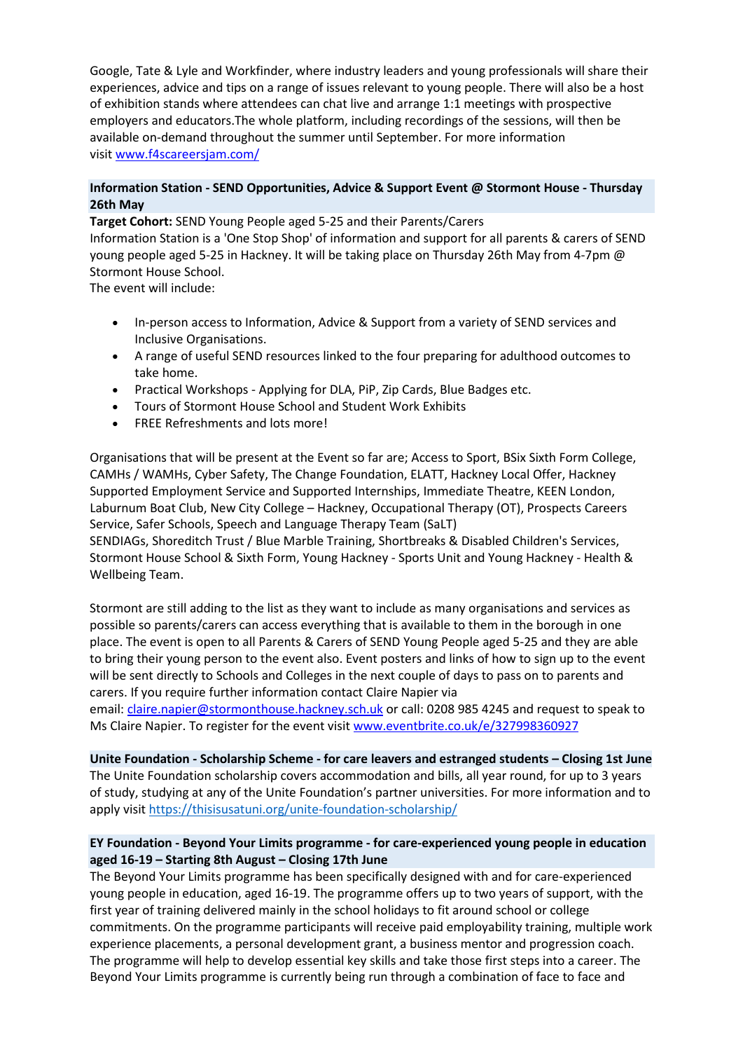Google, Tate & Lyle and Workfinder, where industry leaders and young professionals will share their experiences, advice and tips on a range of issues relevant to young people. There will also be a host of exhibition stands where attendees can chat live and arrange 1:1 meetings with prospective employers and educators.The whole platform, including recordings of the sessions, will then be available on-demand throughout the summer until September. For more information visit [www.f4scareersjam.com/](www.f4scareersjam.com/)

**Information Station - SEND Opportunities, Advice & Support Event @ Stormont House - Thursday 26th May**

**Target Cohort:** SEND Young People aged 5-25 and their Parents/Carers
Information Station is a 'One Stop Shop' of information and support for all parents & carers of SEND young people aged 5-25 in Hackney. It will be taking place on Thursday 26th May from 4-7pm @ Stormont House School.
The event will include:

- In-person access to Information, Advice & Support from a variety of SEND services and Inclusive Organisations.
- A range of useful SEND resources linked to the four preparing for adulthood outcomes to take home.
- Practical Workshops - Applying for DLA, PiP, Zip Cards, Blue Badges etc.
- Tours of Stormont House School and Student Work Exhibits
- FREE Refreshments and lots more!

Organisations that will be present at the Event so far are; Access to Sport, BSix Sixth Form College, CAMHs / WAMHs, Cyber Safety, The Change Foundation, ELATT, Hackney Local Offer, Hackney Supported Employment Service and Supported Internships, Immediate Theatre, KEEN London, Laburnum Boat Club, New City College – Hackney, Occupational Therapy (OT), Prospects Careers Service, Safer Schools, Speech and Language Therapy Team (SaLT)
SENDIAGs, Shoreditch Trust / Blue Marble Training, Shortbreaks & Disabled Children's Services, Stormont House School & Sixth Form, Young Hackney - Sports Unit and Young Hackney - Health & Wellbeing Team.

Stormont are still adding to the list as they want to include as many organisations and services as possible so parents/carers can access everything that is available to them in the borough in one place. The event is open to all Parents & Carers of SEND Young People aged 5-25 and they are able to bring their young person to the event also. Event posters and links of how to sign up to the event will be sent directly to Schools and Colleges in the next couple of days to pass on to parents and carers. If you require further information contact Claire Napier via email: [claire.napier@stormonthouse.hackney.sch.uk](mailto:claire.napier@stormonthouse.hackney.sch.uk) or call: 0208 985 4245 and request to speak to Ms Claire Napier. To register for the event visit [www.eventbrite.co.uk/e/327998360927](www.eventbrite.co.uk/e/327998360927)

**Unite Foundation - Scholarship Scheme - for care leavers and estranged students – Closing 1st June**

The Unite Foundation scholarship covers accommodation and bills, all year round, for up to 3 years of study, studying at any of the Unite Foundation's partner universities. For more information and to apply visit [https://thisisusatuni.org/unite-foundation-scholarship/](https://thisisusatuni.org/unite-foundation-scholarship/)

**EY Foundation - Beyond Your Limits programme - for care-experienced young people in education aged 16-19 – Starting 8th August – Closing 17th June**

The Beyond Your Limits programme has been specifically designed with and for care-experienced young people in education, aged 16-19. The programme offers up to two years of support, with the first year of training delivered mainly in the school holidays to fit around school or college commitments. On the programme participants will receive paid employability training, multiple work experience placements, a personal development grant, a business mentor and progression coach. The programme will help to develop essential key skills and take those first steps into a career. The Beyond Your Limits programme is currently being run through a combination of face to face and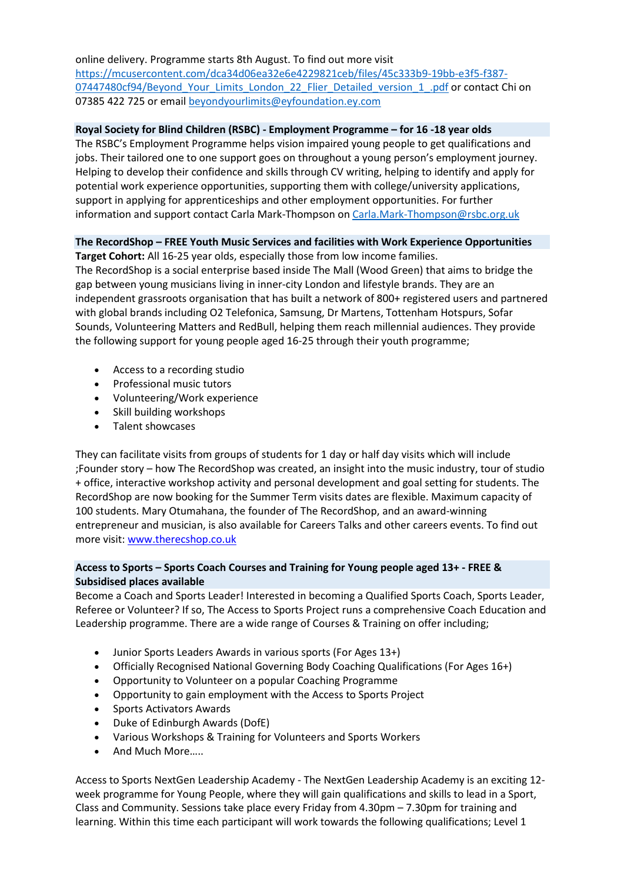online delivery. Programme starts 8th August. To find out more visit https://mcusercontent.com/dca34d06ea32e6e4229821ceb/files/45c333b9-19bb-e3f5-f387-07447480cf94/Beyond_Your_Limits_London_22_Flier_Detailed_version_1_.pdf or contact Chi on 07385 422 725 or email beyondyourlimits@eyfoundation.ey.com

**Royal Society for Blind Children (RSBC) - Employment Programme – for 16 -18 year olds**

The RSBC's Employment Programme helps vision impaired young people to get qualifications and jobs. Their tailored one to one support goes on throughout a young person's employment journey. Helping to develop their confidence and skills through CV writing, helping to identify and apply for potential work experience opportunities, supporting them with college/university applications, support in applying for apprenticeships and other employment opportunities. For further information and support contact Carla Mark-Thompson on Carla.Mark-Thompson@rsbc.org.uk

**The RecordShop – FREE Youth Music Services and facilities with Work Experience Opportunities**

**Target Cohort:** All 16-25 year olds, especially those from low income families.

The RecordShop is a social enterprise based inside The Mall (Wood Green) that aims to bridge the gap between young musicians living in inner-city London and lifestyle brands. They are an independent grassroots organisation that has built a network of 800+ registered users and partnered with global brands including O2 Telefonica, Samsung, Dr Martens, Tottenham Hotspurs, Sofar Sounds, Volunteering Matters and RedBull, helping them reach millennial audiences. They provide the following support for young people aged 16-25 through their youth programme;

- Access to a recording studio
- Professional music tutors
- Volunteering/Work experience
- Skill building workshops
- Talent showcases

They can facilitate visits from groups of students for 1 day or half day visits which will include ;Founder story – how The RecordShop was created, an insight into the music industry, tour of studio + office, interactive workshop activity and personal development and goal setting for students. The RecordShop are now booking for the Summer Term visits dates are flexible. Maximum capacity of 100 students. Mary Otumahana, the founder of The RecordShop, and an award-winning entrepreneur and musician, is also available for Careers Talks and other careers events. To find out more visit: www.therecshop.co.uk

**Access to Sports – Sports Coach Courses and Training for Young people aged 13+ - FREE & Subsidised places available**

Become a Coach and Sports Leader! Interested in becoming a Qualified Sports Coach, Sports Leader, Referee or Volunteer? If so, The Access to Sports Project runs a comprehensive Coach Education and Leadership programme. There are a wide range of Courses & Training on offer including;

- Junior Sports Leaders Awards in various sports (For Ages 13+)
- Officially Recognised National Governing Body Coaching Qualifications (For Ages 16+)
- Opportunity to Volunteer on a popular Coaching Programme
- Opportunity to gain employment with the Access to Sports Project
- Sports Activators Awards
- Duke of Edinburgh Awards (DofE)
- Various Workshops & Training for Volunteers and Sports Workers
- And Much More…..

Access to Sports NextGen Leadership Academy - The NextGen Leadership Academy is an exciting 12-week programme for Young People, where they will gain qualifications and skills to lead in a Sport, Class and Community. Sessions take place every Friday from 4.30pm – 7.30pm for training and learning. Within this time each participant will work towards the following qualifications; Level 1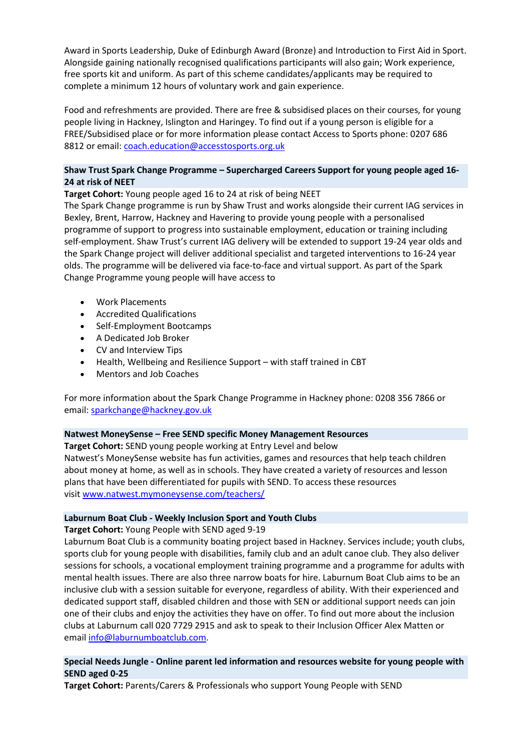Award in Sports Leadership, Duke of Edinburgh Award (Bronze) and Introduction to First Aid in Sport. Alongside gaining nationally recognised qualifications participants will also gain; Work experience, free sports kit and uniform. As part of this scheme candidates/applicants may be required to complete a minimum 12 hours of voluntary work and gain experience.

Food and refreshments are provided. There are free & subsidised places on their courses, for young people living in Hackney, Islington and Haringey. To find out if a young person is eligible for a FREE/Subsidised place or for more information please contact Access to Sports phone: 0207 686 8812 or email: coach.education@accesstosports.org.uk

**Shaw Trust Spark Change Programme – Supercharged Careers Support for young people aged 16-24 at risk of NEET**

**Target Cohort:** Young people aged 16 to 24 at risk of being NEET

The Spark Change programme is run by Shaw Trust and works alongside their current IAG services in Bexley, Brent, Harrow, Hackney and Havering to provide young people with a personalised programme of support to progress into sustainable employment, education or training including self-employment. Shaw Trust's current IAG delivery will be extended to support 19-24 year olds and the Spark Change project will deliver additional specialist and targeted interventions to 16-24 year olds. The programme will be delivered via face-to-face and virtual support. As part of the Spark Change Programme young people will have access to

- Work Placements
- Accredited Qualifications
- Self-Employment Bootcamps
- A Dedicated Job Broker
- CV and Interview Tips
- Health, Wellbeing and Resilience Support – with staff trained in CBT
- Mentors and Job Coaches

For more information about the Spark Change Programme in Hackney phone: 0208 356 7866 or email: sparkchange@hackney.gov.uk

**Natwest MoneySense – Free SEND specific Money Management Resources**

**Target Cohort:** SEND young people working at Entry Level and below

Natwest's MoneySense website has fun activities, games and resources that help teach children about money at home, as well as in schools. They have created a variety of resources and lesson plans that have been differentiated for pupils with SEND. To access these resources visit www.natwest.mymoneysense.com/teachers/

**Laburnum Boat Club - Weekly Inclusion Sport and Youth Clubs**

**Target Cohort:** Young People with SEND aged 9-19

Laburnum Boat Club is a community boating project based in Hackney. Services include; youth clubs, sports club for young people with disabilities, family club and an adult canoe club. They also deliver sessions for schools, a vocational employment training programme and a programme for adults with mental health issues. There are also three narrow boats for hire. Laburnum Boat Club aims to be an inclusive club with a session suitable for everyone, regardless of ability. With their experienced and dedicated support staff, disabled children and those with SEN or additional support needs can join one of their clubs and enjoy the activities they have on offer. To find out more about the inclusion clubs at Laburnum call 020 7729 2915 and ask to speak to their Inclusion Officer Alex Matten or email info@laburnumboatclub.com.

**Special Needs Jungle - Online parent led information and resources website for young people with SEND aged 0-25**

**Target Cohort:** Parents/Carers & Professionals who support Young People with SEND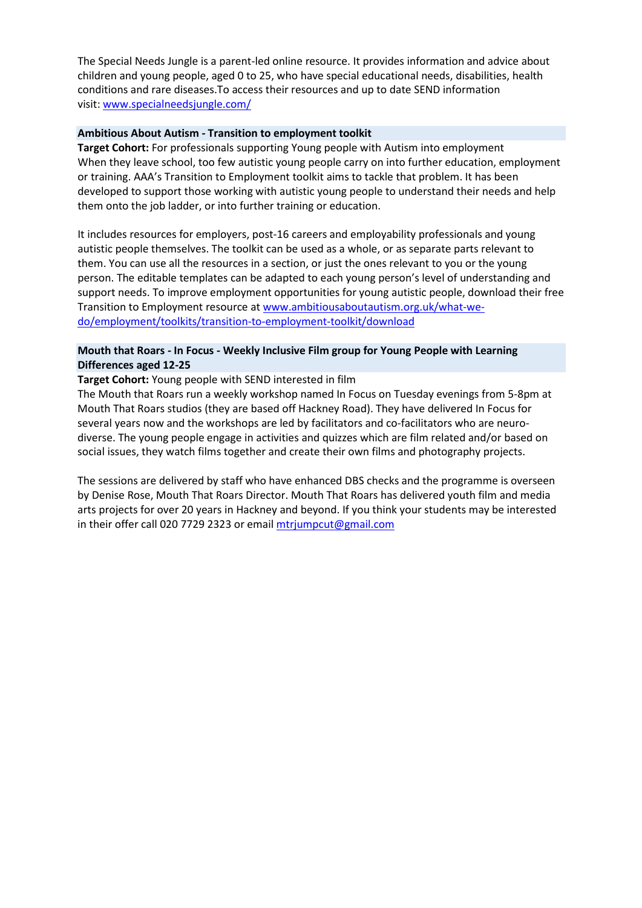The Special Needs Jungle is a parent-led online resource. It provides information and advice about children and young people, aged 0 to 25, who have special educational needs, disabilities, health conditions and rare diseases.To access their resources and up to date SEND information visit: [www.specialneedsjungle.com/](www.specialneedsjungle.com/)

### Ambitious About Autism - Transition to employment toolkit

**Target Cohort:** For professionals supporting Young people with Autism into employment
When they leave school, too few autistic young people carry on into further education, employment or training. AAA's Transition to Employment toolkit aims to tackle that problem. It has been developed to support those working with autistic young people to understand their needs and help them onto the job ladder, or into further training or education.

It includes resources for employers, post-16 careers and employability professionals and young autistic people themselves. The toolkit can be used as a whole, or as separate parts relevant to them. You can use all the resources in a section, or just the ones relevant to you or the young person. The editable templates can be adapted to each young person's level of understanding and support needs. To improve employment opportunities for young autistic people, download their free Transition to Employment resource at [www.ambitiousaboutautism.org.uk/what-we-do/employment/toolkits/transition-to-employment-toolkit/download](www.ambitiousaboutautism.org.uk/what-we-do/employment/toolkits/transition-to-employment-toolkit/download)

### Mouth that Roars - In Focus - Weekly Inclusive Film group for Young People with Learning Differences aged 12-25

**Target Cohort:** Young people with SEND interested in film
The Mouth that Roars run a weekly workshop named In Focus on Tuesday evenings from 5-8pm at Mouth That Roars studios (they are based off Hackney Road). They have delivered In Focus for several years now and the workshops are led by facilitators and co-facilitators who are neuro-diverse. The young people engage in activities and quizzes which are film related and/or based on social issues, they watch films together and create their own films and photography projects.

The sessions are delivered by staff who have enhanced DBS checks and the programme is overseen by Denise Rose, Mouth That Roars Director. Mouth That Roars has delivered youth film and media arts projects for over 20 years in Hackney and beyond. If you think your students may be interested in their offer call 020 7729 2323 or email [mtrjumpcut@gmail.com](mailto:mtrjumpcut@gmail.com)